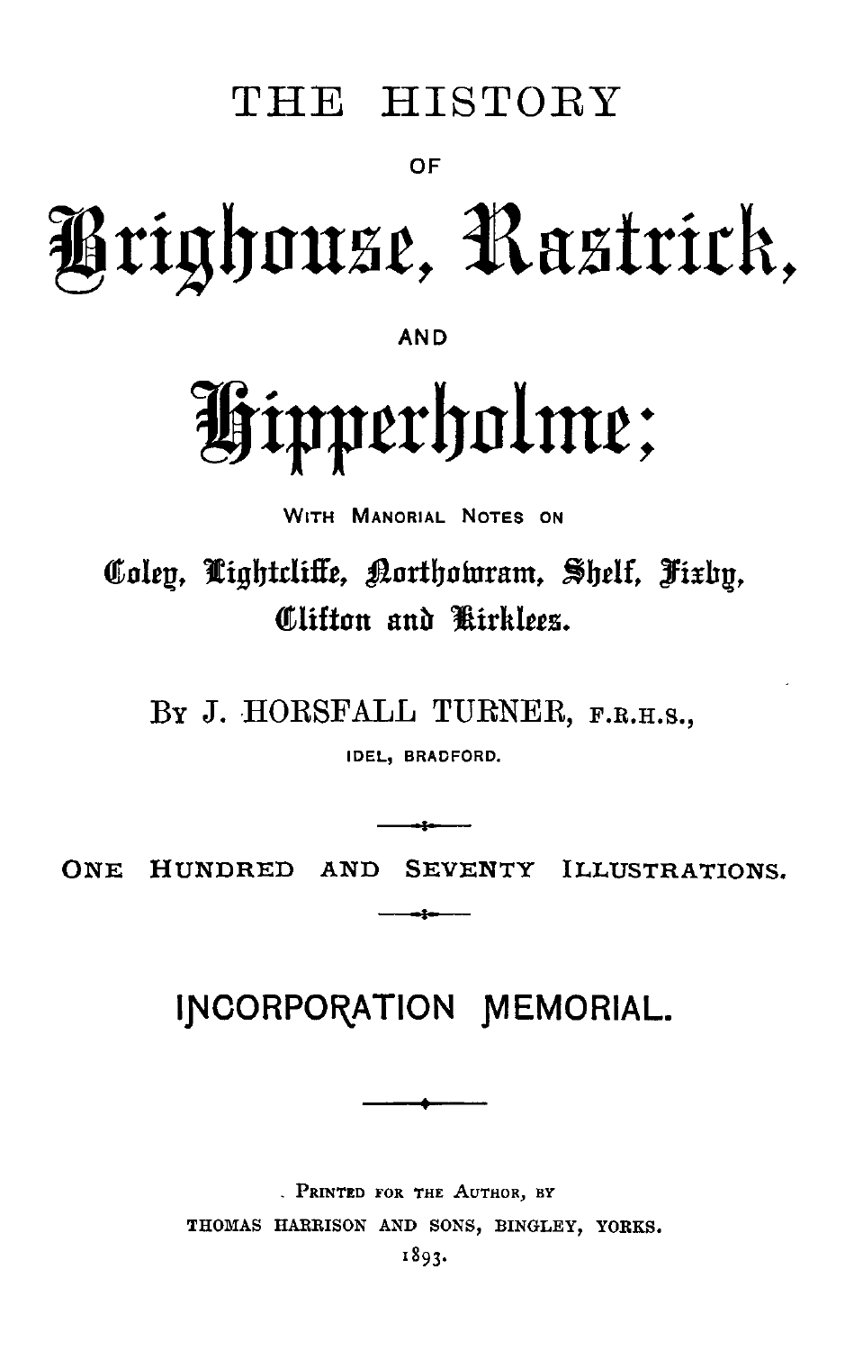# THE HISTORY

OF

# Brighouse, Rastrick,

AND

# Hipperholme;

WITH MANORIAL NOTES ON

## Coley, Lightcliffe, Northowram, Shelf, Fixby, Clifton and Kirklees.

BY J. HORSFALL TURNER, F.R.H.S.,

IDEL, BRADFORD.

---

ONE HUNDRED AND SEVENTY ILLUSTRATIONS.

---

## INCORPORATION MEMORIAL.

---

PRINTED FOR THE AUTHOR, BY

THOMAS HARRISON AND SONS, BINGLEY, YORKS.

1893.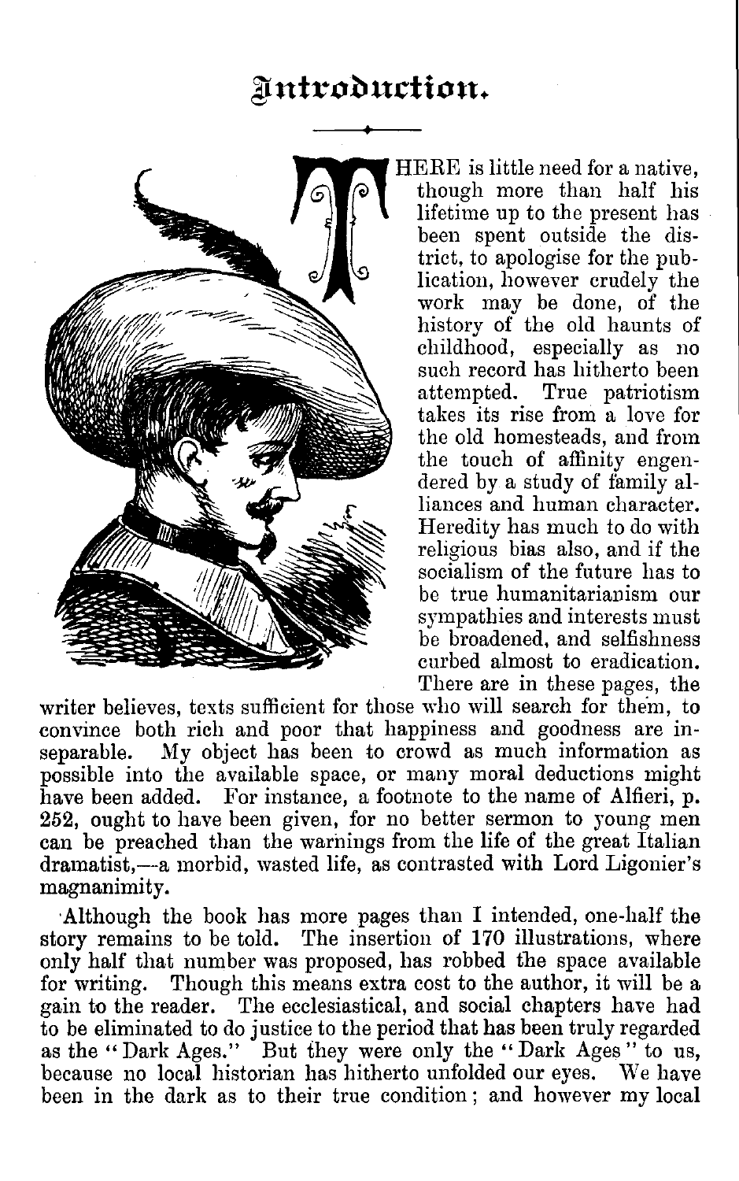# Introduction.

THERE is little need for a native, though more than half his lifetime up to the present has been spent outside the district, to apologise for the publication, however crudely the work may be done, of the history of the old haunts of childhood, especially as no such record has hitherto been attempted. True patriotism takes its rise from a love for the old homesteads, and from the touch of affinity engendered by a study of family alliances and human character. Heredity has much to do with religious bias also, and if the socialism of the future has to be true humanitarianism our sympathies and interests must be broadened, and selfishness curbed almost to eradication. There are in these pages, the writer believes, texts sufficient for those who will search for them, to convince both rich and poor that happiness and goodness are inseparable. My object has been to crowd as much information as possible into the available space, or many moral deductions might have been added. For instance, a footnote to the name of Alfieri, p. 252, ought to have been given, for no better sermon to young men can be preached than the warnings from the life of the great Italian dramatist,—a morbid, wasted life, as contrasted with Lord Ligonier's magnanimity.

Although the book has more pages than I intended, one-half the story remains to be told. The insertion of 170 illustrations, where only half that number was proposed, has robbed the space available for writing. Though this means extra cost to the author, it will be a gain to the reader. The ecclesiastical, and social chapters have had to be eliminated to do justice to the period that has been truly regarded as the "Dark Ages." But they were only the "Dark Ages" to us, because no local historian has hitherto unfolded our eyes. We have been in the dark as to their true condition; and however my local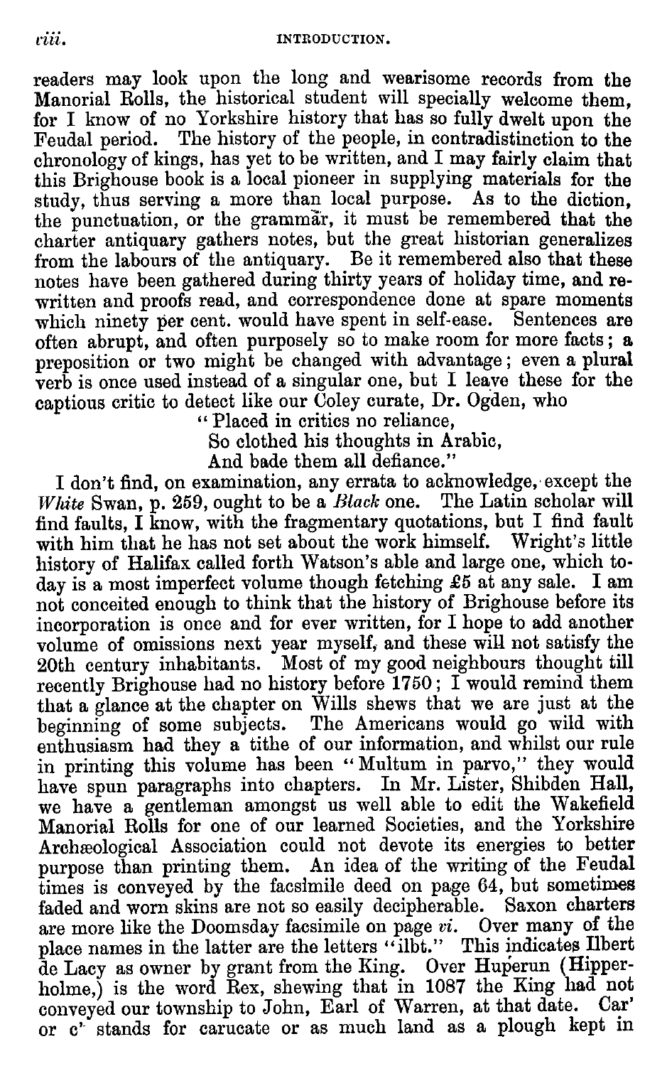readers may look upon the long and wearisome records from the Manorial Rolls, the historical student will specially welcome them, for I know of no Yorkshire history that has so fully dwelt upon the Feudal period. The history of the people, in contradistinction to the chronology of kings, has yet to be written, and I may fairly claim that this Brighouse book is a local pioneer in supplying materials for the study, thus serving a more than local purpose. As to the diction, the punctuation, or the grammar, it must be remembered that the charter antiquary gathers notes, but the great historian generalizes from the labours of the antiquary. Be it remembered also that these notes have been gathered during thirty years of holiday time, and re-written and proofs read, and correspondence done at spare moments which ninety per cent. would have spent in self-ease. Sentences are often abrupt, and often purposely so to make room for more facts; a preposition or two might be changed with advantage; even a plural verb is once used instead of a singular one, but I leave these for the captious critic to detect like our Coley curate, Dr. Ogden, who

> "Placed in critics no reliance,
> So clothed his thoughts in Arabic,
> And bade them all defiance."

I don't find, on examination, any errata to acknowledge, except the *White* Swan, p. 259, ought to be a *Black* one. The Latin scholar will find faults, I know, with the fragmentary quotations, but I find fault with him that he has not set about the work himself. Wright's little history of Halifax called forth Watson's able and large one, which to-day is a most imperfect volume though fetching £5 at any sale. I am not conceited enough to think that the history of Brighouse before its incorporation is once and for ever written, for I hope to add another volume of omissions next year myself, and these will not satisfy the 20th century inhabitants. Most of my good neighbours thought till recently Brighouse had no history before 1750; I would remind them that a glance at the chapter on Wills shews that we are just at the beginning of some subjects. The Americans would go wild with enthusiasm had they a tithe of our information, and whilst our rule in printing this volume has been "Multum in parvo," they would have spun paragraphs into chapters. In Mr. Lister, Shibden Hall, we have a gentleman amongst us well able to edit the Wakefield Manorial Rolls for one of our learned Societies, and the Yorkshire Archæological Association could not devote its energies to better purpose than printing them. An idea of the writing of the Feudal times is conveyed by the facsimile deed on page 64, but sometimes faded and worn skins are not so easily decipherable. Saxon charters are more like the Doomsday facsimile on page *vi*. Over many of the place names in the latter are the letters "ilbt." This indicates Ilbert de Lacy as owner by grant from the King. Over Huperun (Hipperholme,) is the word Rex, shewing that in 1087 the King had not conveyed our township to John, Earl of Warren, at that date. Car' or c' stands for carucate or as much land as a plough kept in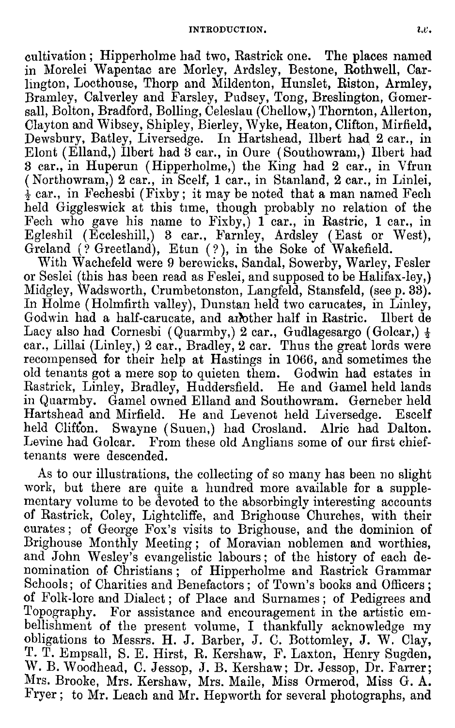cultivation; Hipperholme had two, Rastrick one. The places named in Morelei Wapentac are Morley, Ardsley, Bestone, Rothwell, Carlington, Locthouse, Thorp and Mildenton, Hunslet, Riston, Armley, Bramley, Calverley and Farsley, Pudsey, Tong, Breslington, Gomersall, Bolton, Bradford, Bolling, Celeslau (Chellow,) Thornton, Allerton, Clayton and Wibsey, Shipley, Bierley, Wyke, Heaton, Clifton, Mirfield, Dewsbury, Batley, Liversedge. In Hartshead, Ilbert had 2 car., in Elont (Elland,) Ilbert had 3 car., in Oure (Southowram,) Ilbert had 3 car., in Huperun (Hipperholme,) the King had 2 car., in Vfrun (Northowram,) 2 car., in Scelf, 1 car., in Stanland, 2 car., in Linlei, ½ car., in Fechesbi (Fixby; it may be noted that a man named Fech held Giggleswick at this time, though probably no relation of the Fech who gave his name to Fixby,) 1 car., in Rastric, 1 car., in Egleshil (Eccleshill,) 3 car., Farnley, Ardsley (East or West), Greland (? Greetland), Etun (?), in the Soke of Wakefield.

With Wachefeld were 9 berewicks, Sandal, Sowerby, Warley, Fesler or Seslei (this has been read as Feslei, and supposed to be Halifax-ley,) Midgley, Wadsworth, Crumbetonston, Langfeld, Stansfeld, (see p. 33). In Holme (Holmfirth valley), Dunstan held two carucates, in Linley, Godwin had a half-carucate, and another half in Rastric. Ilbert de Lacy also had Cornesbi (Quarmby,) 2 car., Gudlagesargo (Golcar,) ½ car., Lillai (Linley,) 2 car., Bradley, 2 car. Thus the great lords were recompensed for their help at Hastings in 1066, and sometimes the old tenants got a mere sop to quieten them. Godwin had estates in Rastrick, Linley, Bradley, Huddersfield. He and Gamel held lands in Quarmby. Gamel owned Elland and Southowram. Gerneber held Hartshead and Mirfield. He and Levenot held Liversedge. Escelf held Clifton. Swayne (Suuen,) had Crosland. Alric had Dalton. Levine had Golcar. From these old Anglians some of our first chief-tenants were descended.

As to our illustrations, the collecting of so many has been no slight work, but there are quite a hundred more available for a supplementary volume to be devoted to the absorbingly interesting accounts of Rastrick, Coley, Lightcliffe, and Brighouse Churches, with their curates; of George Fox's visits to Brighouse, and the dominion of Brighouse Monthly Meeting; of Moravian noblemen and worthies, and John Wesley's evangelistic labours; of the history of each denomination of Christians; of Hipperholme and Rastrick Grammar Schools; of Charities and Benefactors; of Town's books and Officers; of Folk-lore and Dialect; of Place and Surnames; of Pedigrees and Topography. For assistance and encouragement in the artistic embellishment of the present volume, I thankfully acknowledge my obligations to Messrs. H. J. Barber, J. C. Bottomley, J. W. Clay, T. T. Empsall, S. E. Hirst, R. Kershaw, F. Laxton, Henry Sugden, W. B. Woodhead, C. Jessop, J. B. Kershaw; Dr. Jessop, Dr. Farrer; Mrs. Brooke, Mrs. Kershaw, Mrs. Maile, Miss Ormerod, Miss G. A. Fryer; to Mr. Leach and Mr. Hepworth for several photographs, and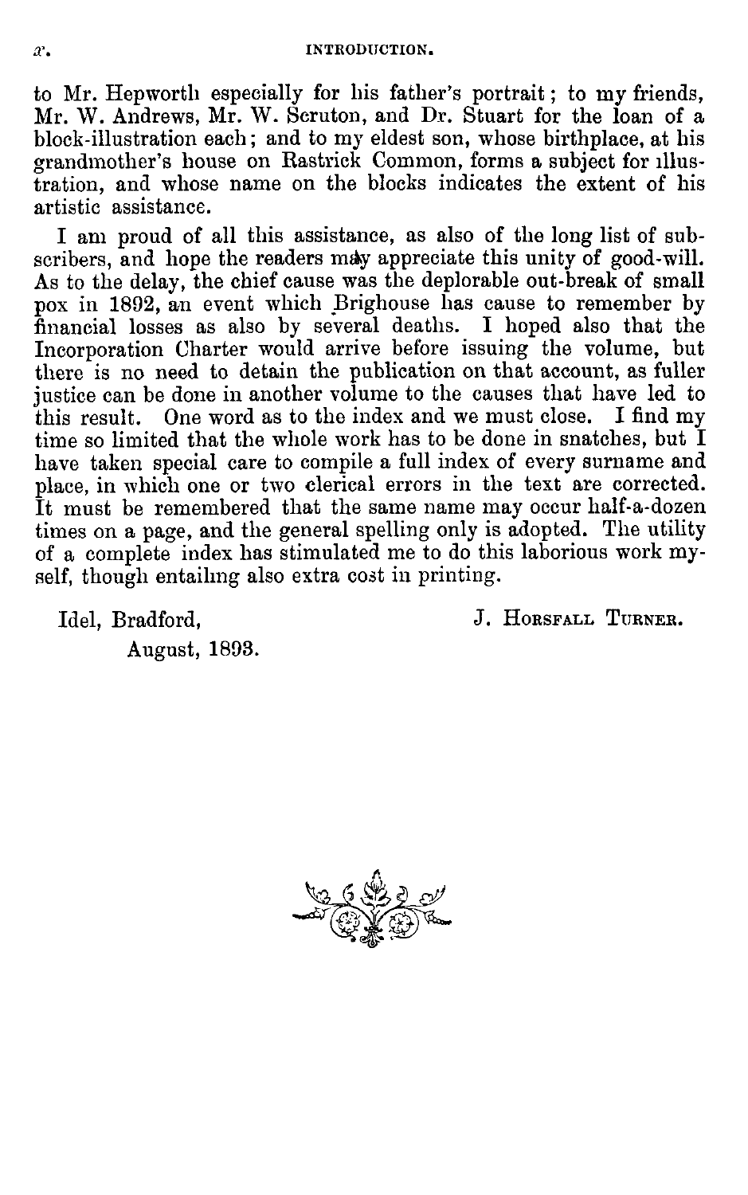to Mr. Hepworth especially for his father's portrait; to my friends, Mr. W. Andrews, Mr. W. Scruton, and Dr. Stuart for the loan of a block-illustration each; and to my eldest son, whose birthplace, at his grandmother's house on Rastrick Common, forms a subject for illustration, and whose name on the blocks indicates the extent of his artistic assistance.

I am proud of all this assistance, as also of the long list of subscribers, and hope the readers may appreciate this unity of good-will. As to the delay, the chief cause was the deplorable out-break of small pox in 1892, an event which Brighouse has cause to remember by financial losses as also by several deaths. I hoped also that the Incorporation Charter would arrive before issuing the volume, but there is no need to detain the publication on that account, as fuller justice can be done in another volume to the causes that have led to this result. One word as to the index and we must close. I find my time so limited that the whole work has to be done in snatches, but I have taken special care to compile a full index of every surname and place, in which one or two clerical errors in the text are corrected. It must be remembered that the same name may occur half-a-dozen times on a page, and the general spelling only is adopted. The utility of a complete index has stimulated me to do this laborious work myself, though entailing also extra cost in printing.

Idel, Bradford,
August, 1893.

J. HORSFALL TURNER.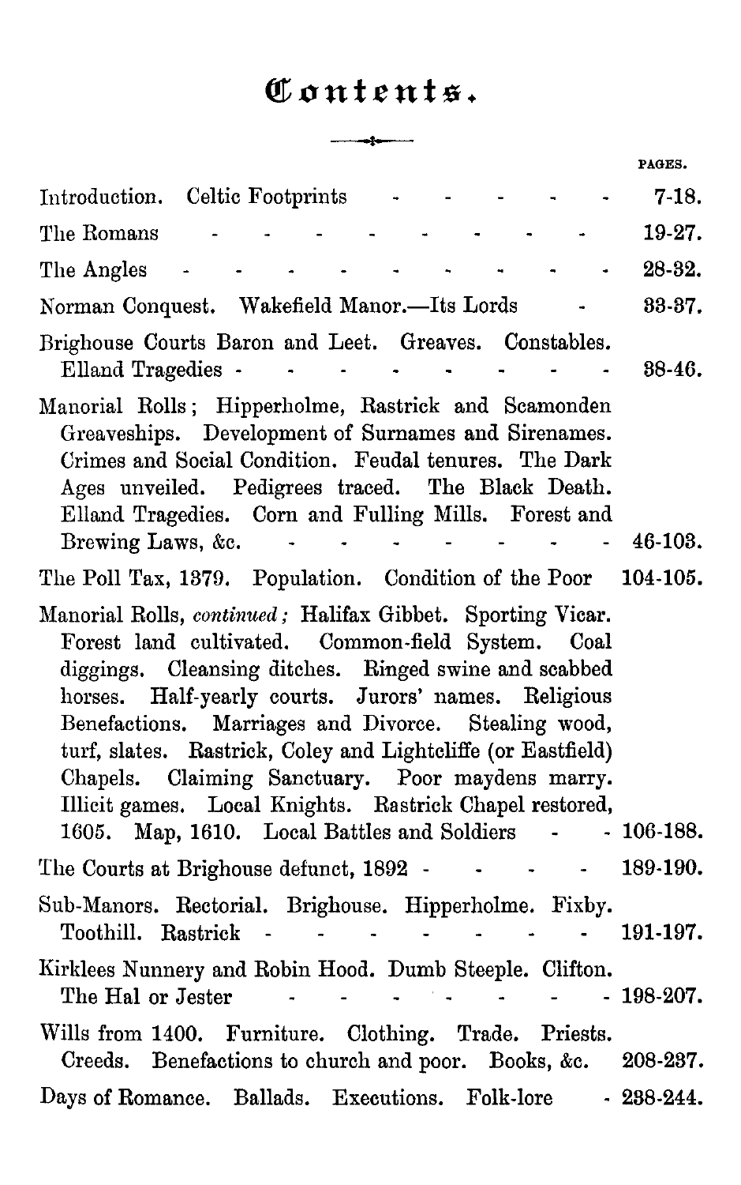# Contents.

| | PAGES. |
|---|---|
| Introduction. Celtic Footprints | 7-18. |
| The Romans | 19-27. |
| The Angles | 28-32. |
| Norman Conquest. Wakefield Manor.—Its Lords | 33-37. |
| Brighouse Courts Baron and Leet. Greaves. Constables. Elland Tragedies | 38-46. |
| Manorial Rolls; Hipperholme, Rastrick and Scamonden Greaveships. Development of Surnames and Sirenames. Crimes and Social Condition. Feudal tenures. The Dark Ages unveiled. Pedigrees traced. The Black Death. Elland Tragedies. Corn and Fulling Mills. Forest and Brewing Laws, &c. | 46-103. |
| The Poll Tax, 1379. Population. Condition of the Poor | 104-105. |
| Manorial Rolls, *continued;* Halifax Gibbet. Sporting Vicar. Forest land cultivated. Common-field System. Coal diggings. Cleansing ditches. Ringed swine and scabbed horses. Half-yearly courts. Jurors' names. Religious Benefactions. Marriages and Divorce. Stealing wood, turf, slates. Rastrick, Coley and Lightcliffe (or Eastfield) Chapels. Claiming Sanctuary. Poor maydens marry. Illicit games. Local Knights. Rastrick Chapel restored, 1605. Map, 1610. Local Battles and Soldiers | 106-188. |
| The Courts at Brighouse defunct, 1892 | 189-190. |
| Sub-Manors. Rectorial. Brighouse. Hipperholme. Fixby. Toothill. Rastrick | 191-197. |
| Kirklees Nunnery and Robin Hood. Dumb Steeple. Clifton. The Hal or Jester | 198-207. |
| Wills from 1400. Furniture. Clothing. Trade. Priests. Creeds. Benefactions to church and poor. Books, &c. | 208-237. |
| Days of Romance. Ballads. Executions. Folk-lore | 238-244. |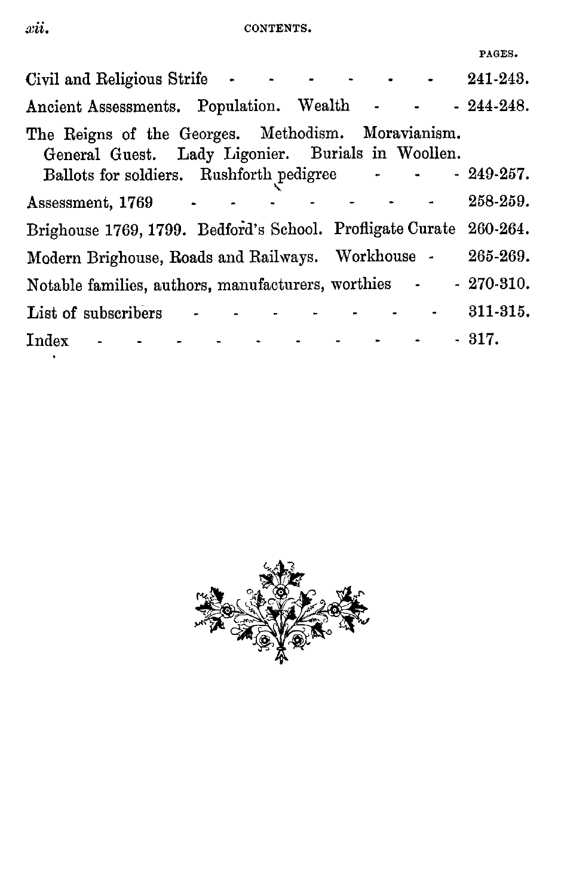| | PAGES. |
|---|---|
| Civil and Religious Strife | 241-243. |
| Ancient Assessments. Population. Wealth | 244-248. |
| The Reigns of the Georges. Methodism. Moravianism. General Guest. Lady Ligonier. Burials in Woollen. Ballots for soldiers. Rushforth pedigree | 249-257. |
| Assessment, 1769 | 258-259. |
| Brighouse 1769, 1799. Bedford's School. Profligate Curate | 260-264. |
| Modern Brighouse, Roads and Railways. Workhouse | 265-269. |
| Notable families, authors, manufacturers, worthies | 270-310. |
| List of subscribers | 311-315. |
| Index | 317. |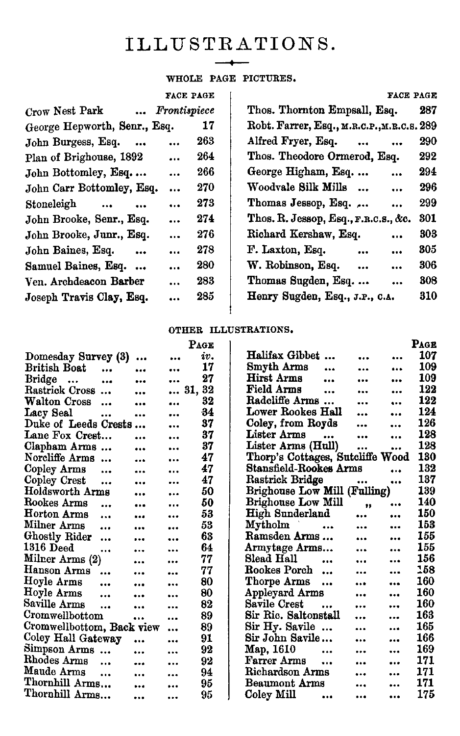# ILLUSTRATIONS.

## WHOLE PAGE PICTURES.

| | FACE PAGE |
|---|---|
| Crow Nest Park | *Frontispiece* |
| George Hepworth, Senr., Esq. | 17 |
| John Burgess, Esq. | 263 |
| Plan of Brighouse, 1892 | 264 |
| John Bottomley, Esq. | 266 |
| John Carr Bottomley, Esq. | 270 |
| Stoneleigh | 273 |
| John Brooke, Senr., Esq. | 274 |
| John Brooke, Junr., Esq. | 276 |
| John Baines, Esq. | 278 |
| Samuel Baines, Esq. | 280 |
| Ven. Archdeacon Barber | 283 |
| Joseph Travis Clay, Esq. | 285 |
| Thos. Thornton Empsall, Esq. | 287 |
| Robt. Farrer, Esq., M.R.C.P., M.R.C.S. | 289 |
| Alfred Fryer, Esq. | 290 |
| Thos. Theodore Ormerod, Esq. | 292 |
| George Higham, Esq. | 294 |
| Woodvale Silk Mills | 296 |
| Thomas Jessop, Esq. | 299 |
| Thos. R. Jessop, Esq., F.R.C.S., &c. | 301 |
| Richard Kershaw, Esq. | 303 |
| F. Laxton, Esq. | 305 |
| W. Robinson, Esq. | 306 |
| Thomas Sugden, Esq. | 308 |
| Henry Sugden, Esq., J.P., C.A. | 310 |

## OTHER ILLUSTRATIONS.

| | PAGE |
|---|---|
| Domesday Survey (3) | *iv.* |
| British Boat | 17 |
| Bridge | 27 |
| Rastrick Cross | 31, 32 |
| Walton Cross | 32 |
| Lacy Seal | 34 |
| Duke of Leeds Crests | 37 |
| Lane Fox Crest | 37 |
| Clapham Arms | 37 |
| Norcliffe Arms | 47 |
| Copley Arms | 47 |
| Copley Crest | 47 |
| Holdsworth Arms | 50 |
| Rookes Arms | 50 |
| Horton Arms | 53 |
| Milner Arms | 53 |
| Ghostly Rider | 63 |
| 1316 Deed | 64 |
| Milner Arms (2) | 77 |
| Hanson Arms | 77 |
| Hoyle Arms | 80 |
| Hoyle Arms | 80 |
| Saville Arms | 82 |
| Cromwellbottom | 89 |
| Cromwellbottom, Back view | 89 |
| Coley Hall Gateway | 91 |
| Simpson Arms | 92 |
| Rhodes Arms | 92 |
| Maude Arms | 94 |
| Thornhill Arms | 95 |
| Thornhill Arms | 95 |
| Halifax Gibbet | 107 |
| Smyth Arms | 109 |
| Hirst Arms | 109 |
| Field Arms | 122 |
| Radcliffe Arms | 122 |
| Lower Rookes Hall | 124 |
| Coley, from Royds | 126 |
| Lister Arms | 128 |
| Lister Arms (Hull) | 128 |
| Thorp's Cottages, Sutcliffe Wood | 130 |
| Stansfield-Rookes Arms | 132 |
| Rastrick Bridge | 137 |
| Brighouse Low Mill (Fulling) | 139 |
| Brighouse Low Mill " | 140 |
| High Sunderland | 150 |
| Mytholm | 153 |
| Ramsden Arms | 155 |
| Armytage Arms | 155 |
| Slead Hall | 156 |
| Rookes Porch | 158 |
| Thorpe Arms | 160 |
| Appleyard Arms | 160 |
| Savile Crest | 160 |
| Sir Ric. Saltonstall | 163 |
| Sir Hy. Savile | 165 |
| Sir John Savile | 166 |
| Map, 1610 | 169 |
| Farrer Arms | 171 |
| Richardson Arms | 171 |
| Beaumont Arms | 171 |
| Coley Mill | 175 |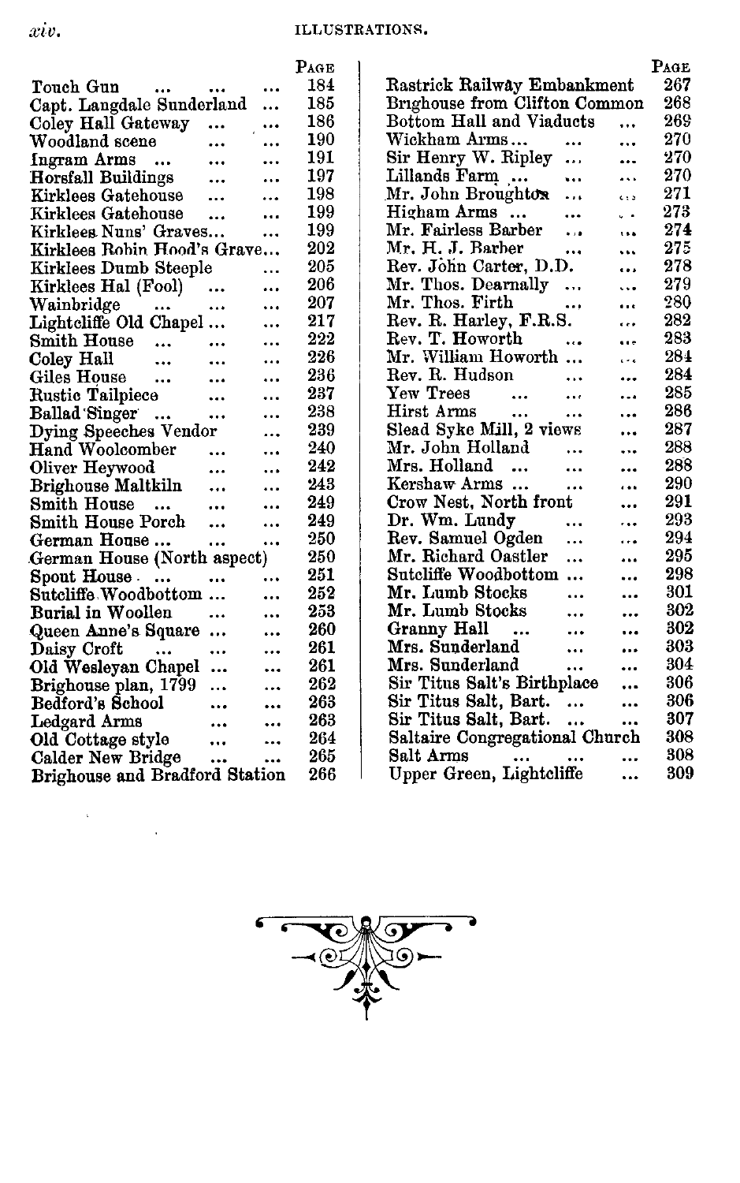## ILLUSTRATIONS.

| | Page |
|---|---|
| Touch Gun | 184 |
| Capt. Langdale Sunderland | 185 |
| Coley Hall Gateway | 186 |
| Woodland scene | 190 |
| Ingram Arms | 191 |
| Horsfall Buildings | 197 |
| Kirklees Gatehouse | 198 |
| Kirklees Gatehouse | 199 |
| Kirklees Nuns' Graves | 199 |
| Kirklees Robin Hood's Grave | 202 |
| Kirklees Dumb Steeple | 205 |
| Kirklees Hal (Fool) | 206 |
| Wainbridge | 207 |
| Lightcliffe Old Chapel | 217 |
| Smith House | 222 |
| Coley Hall | 226 |
| Giles House | 236 |
| Rustic Tailpiece | 237 |
| Ballad Singer | 238 |
| Dying Speeches Vendor | 239 |
| Hand Woolcomber | 240 |
| Oliver Heywood | 242 |
| Brighouse Maltkiln | 243 |
| Smith House | 249 |
| Smith House Porch | 249 |
| German House | 250 |
| German House (North aspect) | 250 |
| Spout House | 251 |
| Sutcliffe Woodbottom | 252 |
| Burial in Woollen | 253 |
| Queen Anne's Square | 260 |
| Daisy Croft | 261 |
| Old Wesleyan Chapel | 261 |
| Brighouse plan, 1799 | 262 |
| Bedford's School | 263 |
| Ledgard Arms | 263 |
| Old Cottage style | 264 |
| Calder New Bridge | 265 |
| Brighouse and Bradford Station | 266 |
| Rastrick Railway Embankment | 267 |
| Brighouse from Clifton Common | 268 |
| Bottom Hall and Viaducts | 269 |
| Wickham Arms | 270 |
| Sir Henry W. Ripley | 270 |
| Lillands Farm | 270 |
| Mr. John Broughton | 271 |
| Higham Arms | 273 |
| Mr. Fairless Barber | 274 |
| Mr. H. J. Barber | 275 |
| Rev. John Carter, D.D. | 278 |
| Mr. Thos. Dearnally | 279 |
| Mr. Thos. Firth | 280 |
| Rev. R. Harley, F.R.S. | 282 |
| Rev. T. Howorth | 283 |
| Mr. William Howorth | 284 |
| Rev. R. Hudson | 284 |
| Yew Trees | 285 |
| Hirst Arms | 286 |
| Slead Syke Mill, 2 views | 287 |
| Mr. John Holland | 288 |
| Mrs. Holland | 288 |
| Kershaw Arms | 290 |
| Crow Nest, North front | 291 |
| Dr. Wm. Lundy | 293 |
| Rev. Samuel Ogden | 294 |
| Mr. Richard Oastler | 295 |
| Sutcliffe Woodbottom | 298 |
| Mr. Lumb Stocks | 301 |
| Mr. Lumb Stocks | 302 |
| Granny Hall | 302 |
| Mrs. Sunderland | 303 |
| Mrs. Sunderland | 304 |
| Sir Titus Salt's Birthplace | 306 |
| Sir Titus Salt, Bart. | 306 |
| Sir Titus Salt, Bart. | 307 |
| Saltaire Congregational Church | 308 |
| Salt Arms | 308 |
| Upper Green, Lightcliffe | 309 |